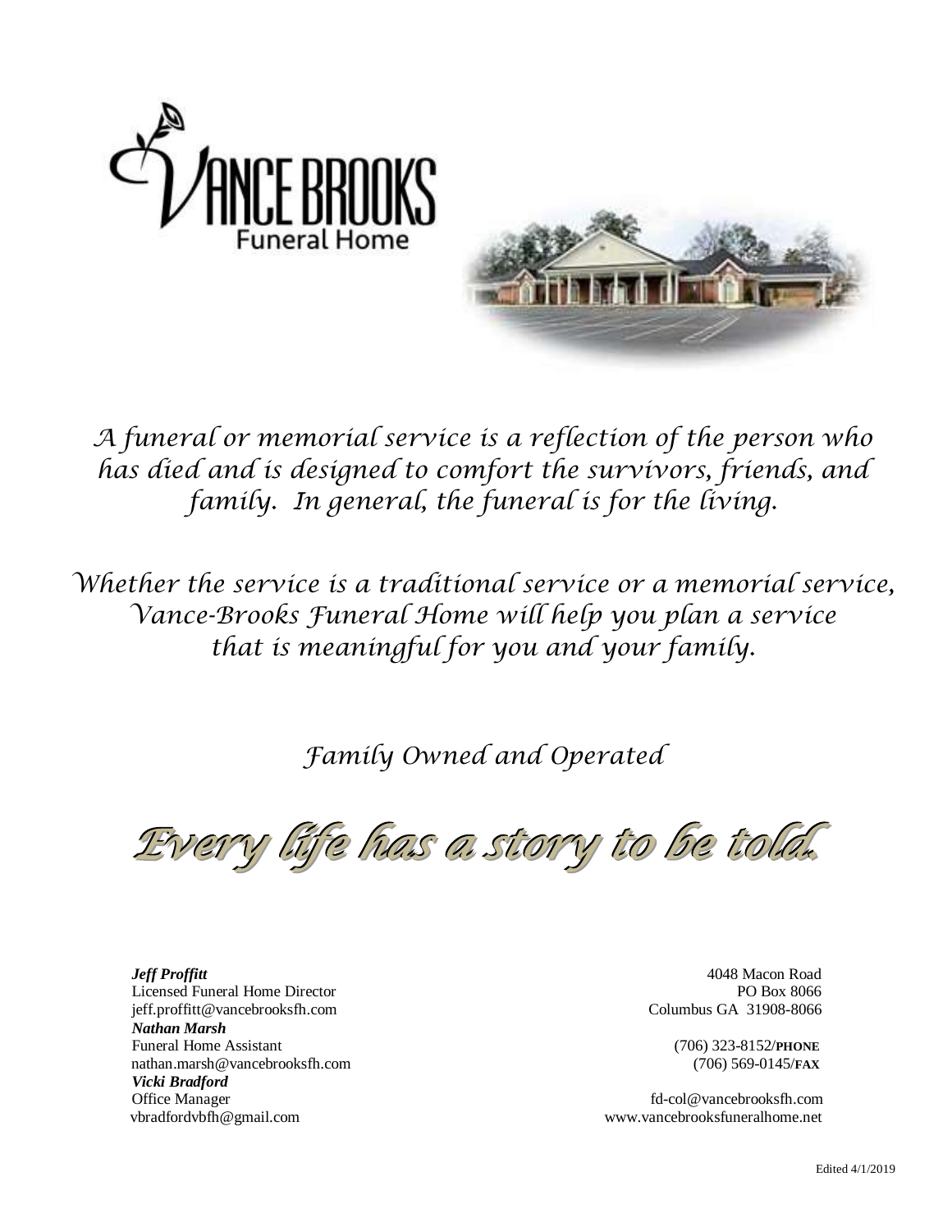# Vance Brooks Funeral Home

*A funeral or memorial service is a reflection of the person who has died and is designed to comfort the survivors, friends, and family. In general, the funeral is for the living.*

*Whether the service is a traditional service or a memorial service, Vance-Brooks Funeral Home will help you plan a service that is meaningful for you and your family.*

*Family Owned and Operated*

## *Every life has a story to be told.*

***Jeff Proffitt***
Licensed Funeral Home Director
jeff.proffitt@vancebrooksfh.com

***Nathan Marsh***
Funeral Home Assistant
nathan.marsh@vancebrooksfh.com

***Vicki Bradford***
Office Manager
vbradfordvbfh@gmail.com

4048 Macon Road
PO Box 8066
Columbus GA 31908-8066

(706) 323-8152/**PHONE**
(706) 569-0145/**FAX**

fd-col@vancebrooksfh.com
www.vancebrooksfuneralhome.net

Edited 4/1/2019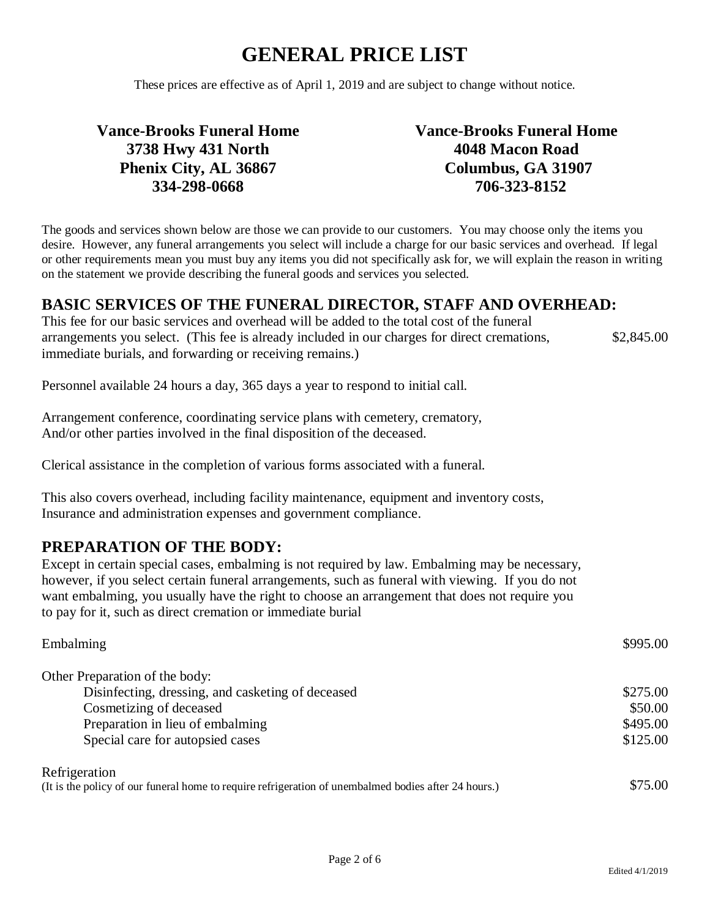// GENERAL PRICE LIST

These prices are effective as of April 1, 2019 and are subject to change without notice.

**Vance-Brooks Funeral Home**
**3738 Hwy 431 North**
**Phenix City, AL 36867**
**334-298-0668**

**Vance-Brooks Funeral Home**
**4048 Macon Road**
**Columbus, GA 31907**
**706-323-8152**

The goods and services shown below are those we can provide to our customers. You may choose only the items you desire. However, any funeral arrangements you select will include a charge for our basic services and overhead. If legal or other requirements mean you must buy any items you did not specifically ask for, we will explain the reason in writing on the statement we provide describing the funeral goods and services you selected.

## BASIC SERVICES OF THE FUNERAL DIRECTOR, STAFF AND OVERHEAD:

This fee for our basic services and overhead will be added to the total cost of the funeral arrangements you select. (This fee is already included in our charges for direct cremations, immediate burials, and forwarding or receiving remains.) — $2,845.00

Personnel available 24 hours a day, 365 days a year to respond to initial call.

Arrangement conference, coordinating service plans with cemetery, crematory, And/or other parties involved in the final disposition of the deceased.

Clerical assistance in the completion of various forms associated with a funeral.

This also covers overhead, including facility maintenance, equipment and inventory costs, Insurance and administration expenses and government compliance.

## PREPARATION OF THE BODY:

Except in certain special cases, embalming is not required by law. Embalming may be necessary, however, if you select certain funeral arrangements, such as funeral with viewing. If you do not want embalming, you usually have the right to choose an arrangement that does not require you to pay for it, such as direct cremation or immediate burial

| Item | Price |
|---|---|
| Embalming | $995.00 |
| Other Preparation of the body: | |
| Disinfecting, dressing, and casketing of deceased | $275.00 |
| Cosmetizing of deceased | $50.00 |
| Preparation in lieu of embalming | $495.00 |
| Special care for autopsied cases | $125.00 |
| Refrigeration (It is the policy of our funeral home to require refrigeration of unembalmed bodies after 24 hours.) | $75.00 |

Edited 4/1/2019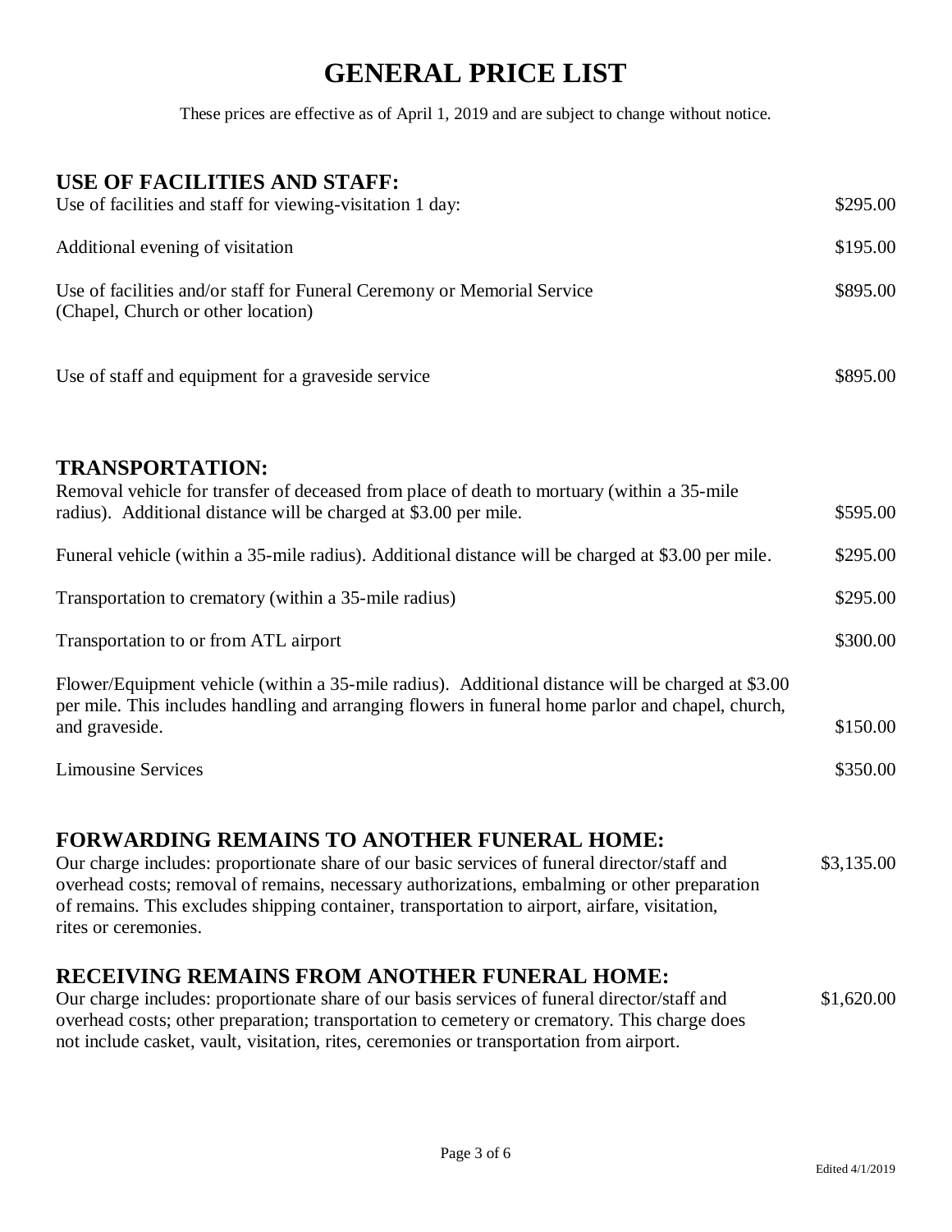# GENERAL PRICE LIST

These prices are effective as of April 1, 2019 and are subject to change without notice.

## USE OF FACILITIES AND STAFF:

| Item | Price |
| --- | --- |
| Use of facilities and staff for viewing-visitation 1 day: | $295.00 |
| Additional evening of visitation | $195.00 |
| Use of facilities and/or staff for Funeral Ceremony or Memorial Service (Chapel, Church or other location) | $895.00 |
| Use of staff and equipment for a graveside service | $895.00 |

## TRANSPORTATION:

| Item | Price |
| --- | --- |
| Removal vehicle for transfer of deceased from place of death to mortuary (within a 35-mile radius). Additional distance will be charged at $3.00 per mile. | $595.00 |
| Funeral vehicle (within a 35-mile radius). Additional distance will be charged at $3.00 per mile. | $295.00 |
| Transportation to crematory (within a 35-mile radius) | $295.00 |
| Transportation to or from ATL airport | $300.00 |
| Flower/Equipment vehicle (within a 35-mile radius). Additional distance will be charged at $3.00 per mile. This includes handling and arranging flowers in funeral home parlor and chapel, church, and graveside. | $150.00 |
| Limousine Services | $350.00 |

## FORWARDING REMAINS TO ANOTHER FUNERAL HOME:

Our charge includes: proportionate share of our basic services of funeral director/staff and overhead costs; removal of remains, necessary authorizations, embalming or other preparation of remains. This excludes shipping container, transportation to airport, airfare, visitation, rites or ceremonies. **$3,135.00**

## RECEIVING REMAINS FROM ANOTHER FUNERAL HOME:

Our charge includes: proportionate share of our basis services of funeral director/staff and overhead costs; other preparation; transportation to cemetery or crematory. This charge does not include casket, vault, visitation, rites, ceremonies or transportation from airport. **$1,620.00**

Edited 4/1/2019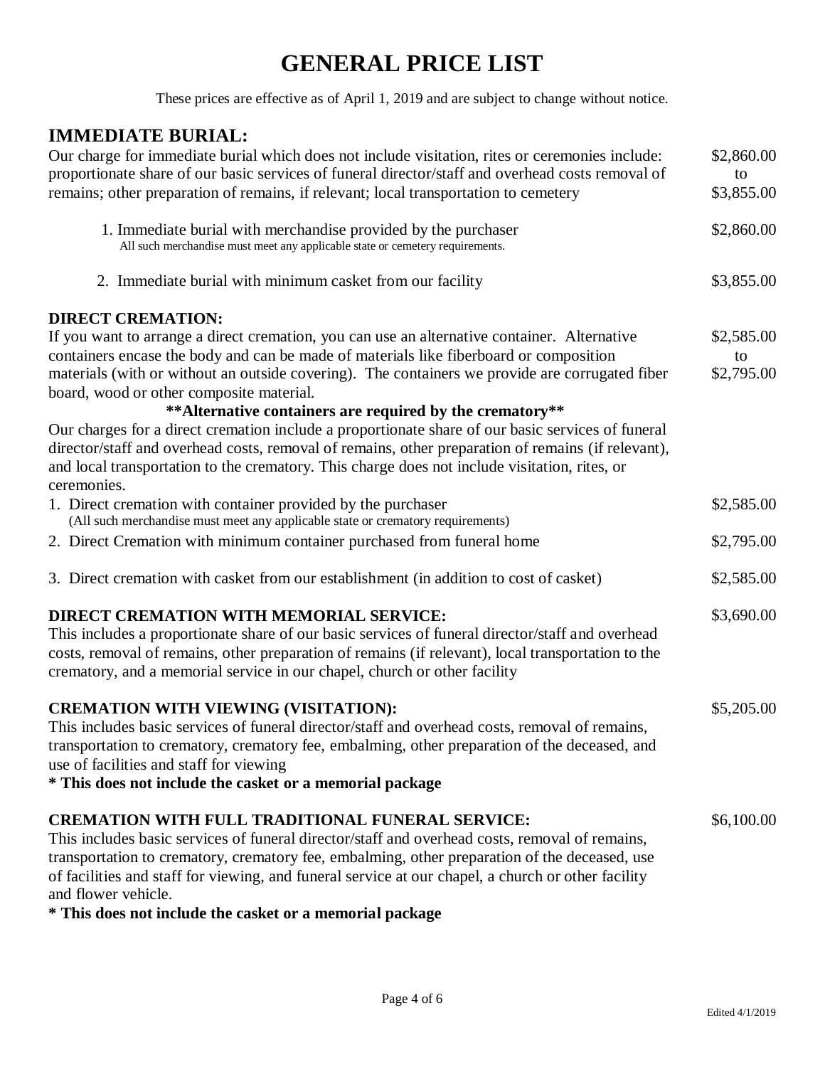# GENERAL PRICE LIST

These prices are effective as of April 1, 2019 and are subject to change without notice.

## IMMEDIATE BURIAL:

Our charge for immediate burial which does not include visitation, rites or ceremonies include: proportionate share of our basic services of funeral director/staff and overhead costs removal of remains; other preparation of remains, if relevant; local transportation to cemetery — $2,860.00 to $3,855.00

1. Immediate burial with merchandise provided by the purchaser — $2,860.00
   All such merchandise must meet any applicable state or cemetery requirements.

2. Immediate burial with minimum casket from our facility — $3,855.00

### DIRECT CREMATION:

If you want to arrange a direct cremation, you can use an alternative container. Alternative containers encase the body and can be made of materials like fiberboard or composition materials (with or without an outside covering). The containers we provide are corrugated fiber board, wood or other composite material. — $2,585.00 to $2,795.00

**Alternative containers are required by the crematory**

Our charges for a direct cremation include a proportionate share of our basic services of funeral director/staff and overhead costs, removal of remains, other preparation of remains (if relevant), and local transportation to the crematory. This charge does not include visitation, rites, or ceremonies.

1. Direct cremation with container provided by the purchaser — $2,585.00
   (All such merchandise must meet any applicable state or crematory requirements)
2. Direct Cremation with minimum container purchased from funeral home — $2,795.00
3. Direct cremation with casket from our establishment (in addition to cost of casket) — $2,585.00

### DIRECT CREMATION WITH MEMORIAL SERVICE: — $3,690.00

This includes a proportionate share of our basic services of funeral director/staff and overhead costs, removal of remains, other preparation of remains (if relevant), local transportation to the crematory, and a memorial service in our chapel, church or other facility

### CREMATION WITH VIEWING (VISITATION): — $5,205.00

This includes basic services of funeral director/staff and overhead costs, removal of remains, transportation to crematory, crematory fee, embalming, other preparation of the deceased, and use of facilities and staff for viewing

**\* This does not include the casket or a memorial package**

### CREMATION WITH FULL TRADITIONAL FUNERAL SERVICE: — $6,100.00

This includes basic services of funeral director/staff and overhead costs, removal of remains, transportation to crematory, crematory fee, embalming, other preparation of the deceased, use of facilities and staff for viewing, and funeral service at our chapel, a church or other facility and flower vehicle.

**\* This does not include the casket or a memorial package**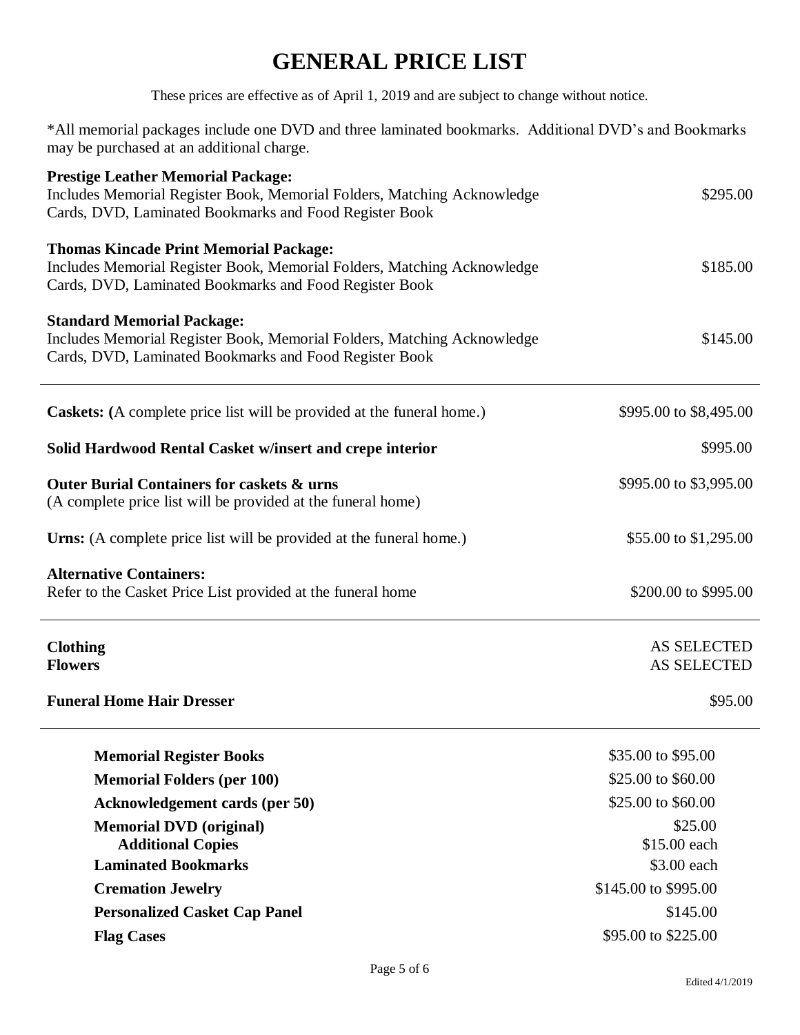# GENERAL PRICE LIST

These prices are effective as of April 1, 2019 and are subject to change without notice.

*All memorial packages include one DVD and three laminated bookmarks. Additional DVD's and Bookmarks may be purchased at an additional charge.

| | |
|---|---|
| **Prestige Leather Memorial Package:** Includes Memorial Register Book, Memorial Folders, Matching Acknowledge Cards, DVD, Laminated Bookmarks and Food Register Book | $295.00 |
| **Thomas Kincade Print Memorial Package:** Includes Memorial Register Book, Memorial Folders, Matching Acknowledge Cards, DVD, Laminated Bookmarks and Food Register Book | $185.00 |
| **Standard Memorial Package:** Includes Memorial Register Book, Memorial Folders, Matching Acknowledge Cards, DVD, Laminated Bookmarks and Food Register Book | $145.00 |

---

| | |
|---|---|
| **Caskets: (**A complete price list will be provided at the funeral home.) | $995.00 to $8,495.00 |
| **Solid Hardwood Rental Casket w/insert and crepe interior** | $995.00 |
| **Outer Burial Containers for caskets & urns** (A complete price list will be provided at the funeral home) | $995.00 to $3,995.00 |
| **Urns:** (A complete price list will be provided at the funeral home.) | $55.00 to $1,295.00 |
| **Alternative Containers:** Refer to the Casket Price List provided at the funeral home | $200.00 to $995.00 |

---

| | |
|---|---|
| **Clothing** | AS SELECTED |
| **Flowers** | AS SELECTED |
| **Funeral Home Hair Dresser** | $95.00 |

---

| | |
|---|---|
| **Memorial Register Books** | $35.00 to $95.00 |
| **Memorial Folders (per 100)** | $25.00 to $60.00 |
| **Acknowledgement cards (per 50)** | $25.00 to $60.00 |
| **Memorial DVD (original)** | $25.00 |
| **Additional Copies** | $15.00 each |
| **Laminated Bookmarks** | $3.00 each |
| **Cremation Jewelry** | $145.00 to $995.00 |
| **Personalized Casket Cap Panel** | $145.00 |
| **Flag Cases** | $95.00 to $225.00 |

Edited 4/1/2019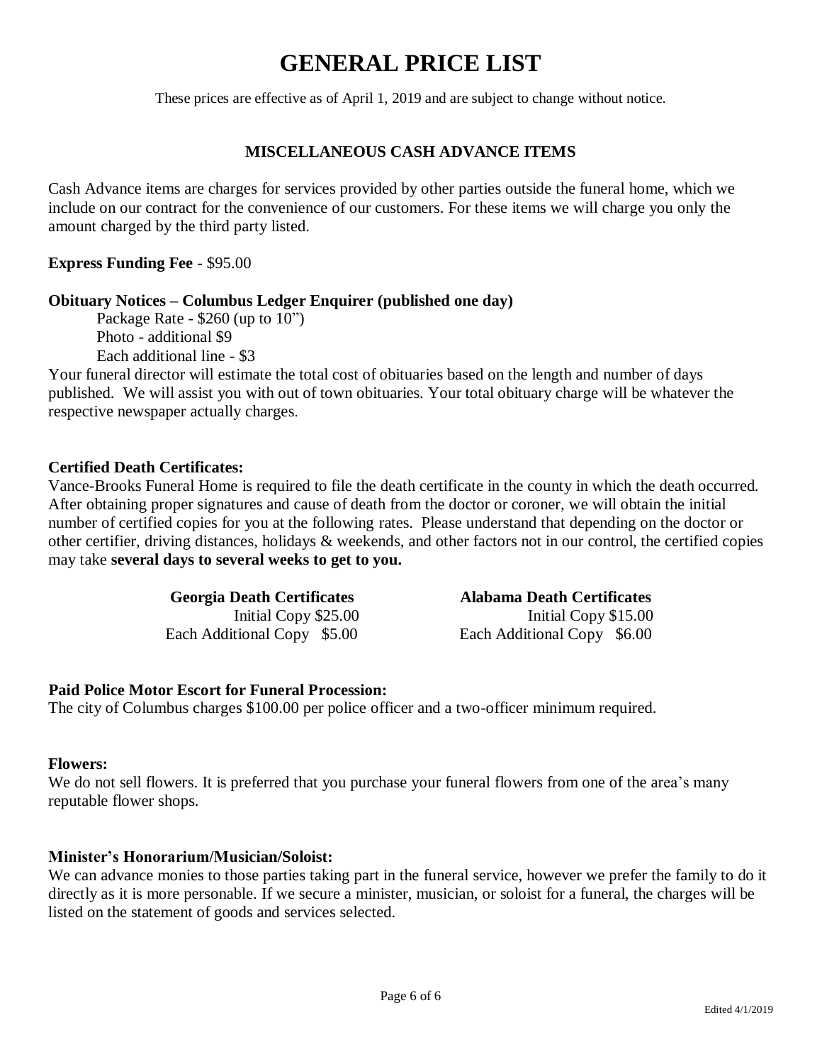# GENERAL PRICE LIST

These prices are effective as of April 1, 2019 and are subject to change without notice.

### MISCELLANEOUS CASH ADVANCE ITEMS

Cash Advance items are charges for services provided by other parties outside the funeral home, which we include on our contract for the convenience of our customers. For these items we will charge you only the amount charged by the third party listed.

**Express Funding Fee** - $95.00

**Obituary Notices – Columbus Ledger Enquirer (published one day)**

Package Rate - $260 (up to 10")
Photo - additional $9
Each additional line - $3

Your funeral director will estimate the total cost of obituaries based on the length and number of days published. We will assist you with out of town obituaries. Your total obituary charge will be whatever the respective newspaper actually charges.

**Certified Death Certificates:**

Vance-Brooks Funeral Home is required to file the death certificate in the county in which the death occurred. After obtaining proper signatures and cause of death from the doctor or coroner, we will obtain the initial number of certified copies for you at the following rates. Please understand that depending on the doctor or other certifier, driving distances, holidays & weekends, and other factors not in our control, the certified copies may take **several days to several weeks to get to you.**

| Georgia Death Certificates | Alabama Death Certificates |
|---|---|
| Initial Copy $25.00 | Initial Copy $15.00 |
| Each Additional Copy $5.00 | Each Additional Copy $6.00 |

**Paid Police Motor Escort for Funeral Procession:**

The city of Columbus charges $100.00 per police officer and a two-officer minimum required.

**Flowers:**

We do not sell flowers. It is preferred that you purchase your funeral flowers from one of the area's many reputable flower shops.

**Minister's Honorarium/Musician/Soloist:**

We can advance monies to those parties taking part in the funeral service, however we prefer the family to do it directly as it is more personable. If we secure a minister, musician, or soloist for a funeral, the charges will be listed on the statement of goods and services selected.

Edited 4/1/2019